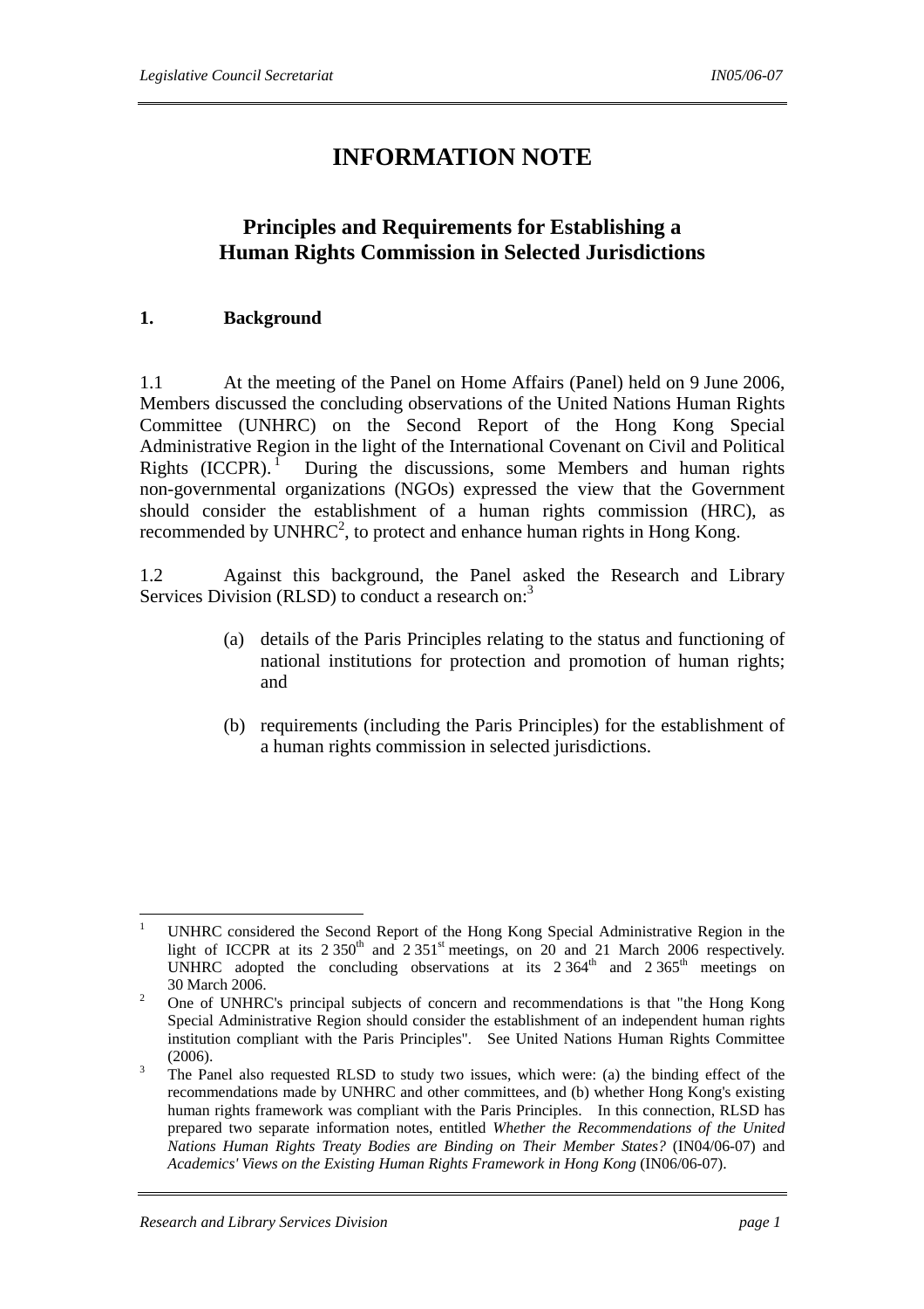# INFORMATION NOTE

## Principles and Requirements for Establishing a Human Rights Commission in Selected Jurisdictions

### 1. Background

1.1 At the meeting of the Panel on Home Affairs (Panel) held on 9 June 2006, Members discussed the concluding observations of the United Nations Human Rights Committee (UNHRC) on the Second Report of the Hong Kong Special Administrative Region in the light of the International Covenant on Civil and Political Rights (ICCPR).[1] During the discussions, some Members and human rights non-governmental organizations (NGOs) expressed the view that the Government should consider the establishment of a human rights commission (HRC), as recommended by UNHRC[2], to protect and enhance human rights in Hong Kong.

1.2 Against this background, the Panel asked the Research and Library Services Division (RLSD) to conduct a research on:[3]

(a) details of the Paris Principles relating to the status and functioning of national institutions for protection and promotion of human rights; and

(b) requirements (including the Paris Principles) for the establishment of a human rights commission in selected jurisdictions.

---

[1] UNHRC considered the Second Report of the Hong Kong Special Administrative Region in the light of ICCPR at its 2 350th and 2 351st meetings, on 20 and 21 March 2006 respectively. UNHRC adopted the concluding observations at its 2 364th and 2 365th meetings on 30 March 2006.

[2] One of UNHRC's principal subjects of concern and recommendations is that "the Hong Kong Special Administrative Region should consider the establishment of an independent human rights institution compliant with the Paris Principles". See United Nations Human Rights Committee (2006).

[3] The Panel also requested RLSD to study two issues, which were: (a) the binding effect of the recommendations made by UNHRC and other committees, and (b) whether Hong Kong's existing human rights framework was compliant with the Paris Principles. In this connection, RLSD has prepared two separate information notes, entitled *Whether the Recommendations of the United Nations Human Rights Treaty Bodies are Binding on Their Member States?* (IN04/06-07) and *Academics' Views on the Existing Human Rights Framework in Hong Kong* (IN06/06-07).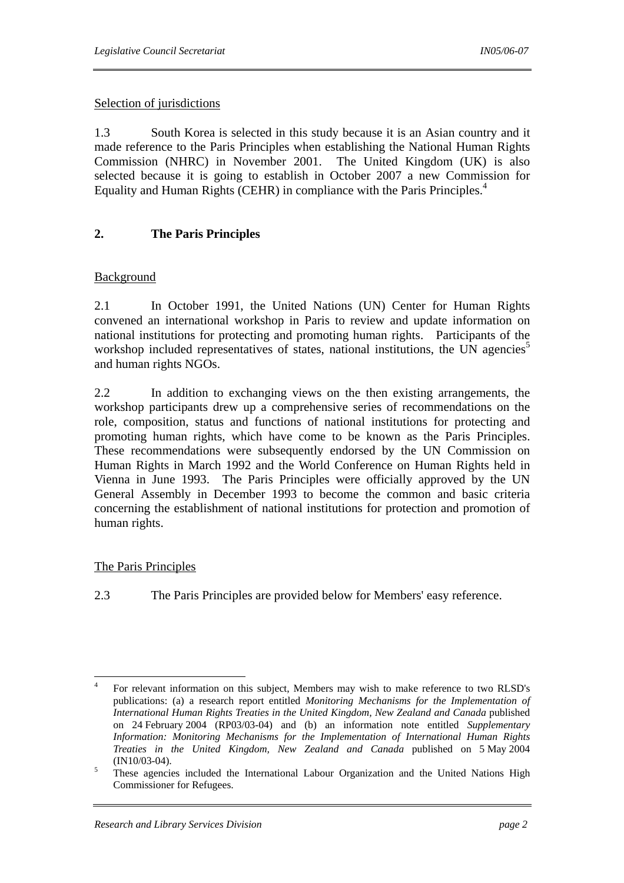Selection of jurisdictions

1.3 South Korea is selected in this study because it is an Asian country and it made reference to the Paris Principles when establishing the National Human Rights Commission (NHRC) in November 2001. The United Kingdom (UK) is also selected because it is going to establish in October 2007 a new Commission for Equality and Human Rights (CEHR) in compliance with the Paris Principles.[4]

## 2. The Paris Principles

Background

2.1 In October 1991, the United Nations (UN) Center for Human Rights convened an international workshop in Paris to review and update information on national institutions for protecting and promoting human rights. Participants of the workshop included representatives of states, national institutions, the UN agencies[5] and human rights NGOs.

2.2 In addition to exchanging views on the then existing arrangements, the workshop participants drew up a comprehensive series of recommendations on the role, composition, status and functions of national institutions for protecting and promoting human rights, which have come to be known as the Paris Principles. These recommendations were subsequently endorsed by the UN Commission on Human Rights in March 1992 and the World Conference on Human Rights held in Vienna in June 1993. The Paris Principles were officially approved by the UN General Assembly in December 1993 to become the common and basic criteria concerning the establishment of national institutions for protection and promotion of human rights.

The Paris Principles

2.3 The Paris Principles are provided below for Members' easy reference.

---

[4] For relevant information on this subject, Members may wish to make reference to two RLSD's publications: (a) a research report entitled *Monitoring Mechanisms for the Implementation of International Human Rights Treaties in the United Kingdom, New Zealand and Canada* published on 24 February 2004 (RP03/03-04) and (b) an information note entitled *Supplementary Information: Monitoring Mechanisms for the Implementation of International Human Rights Treaties in the United Kingdom, New Zealand and Canada* published on 5 May 2004 (IN10/03-04).

[5] These agencies included the International Labour Organization and the United Nations High Commissioner for Refugees.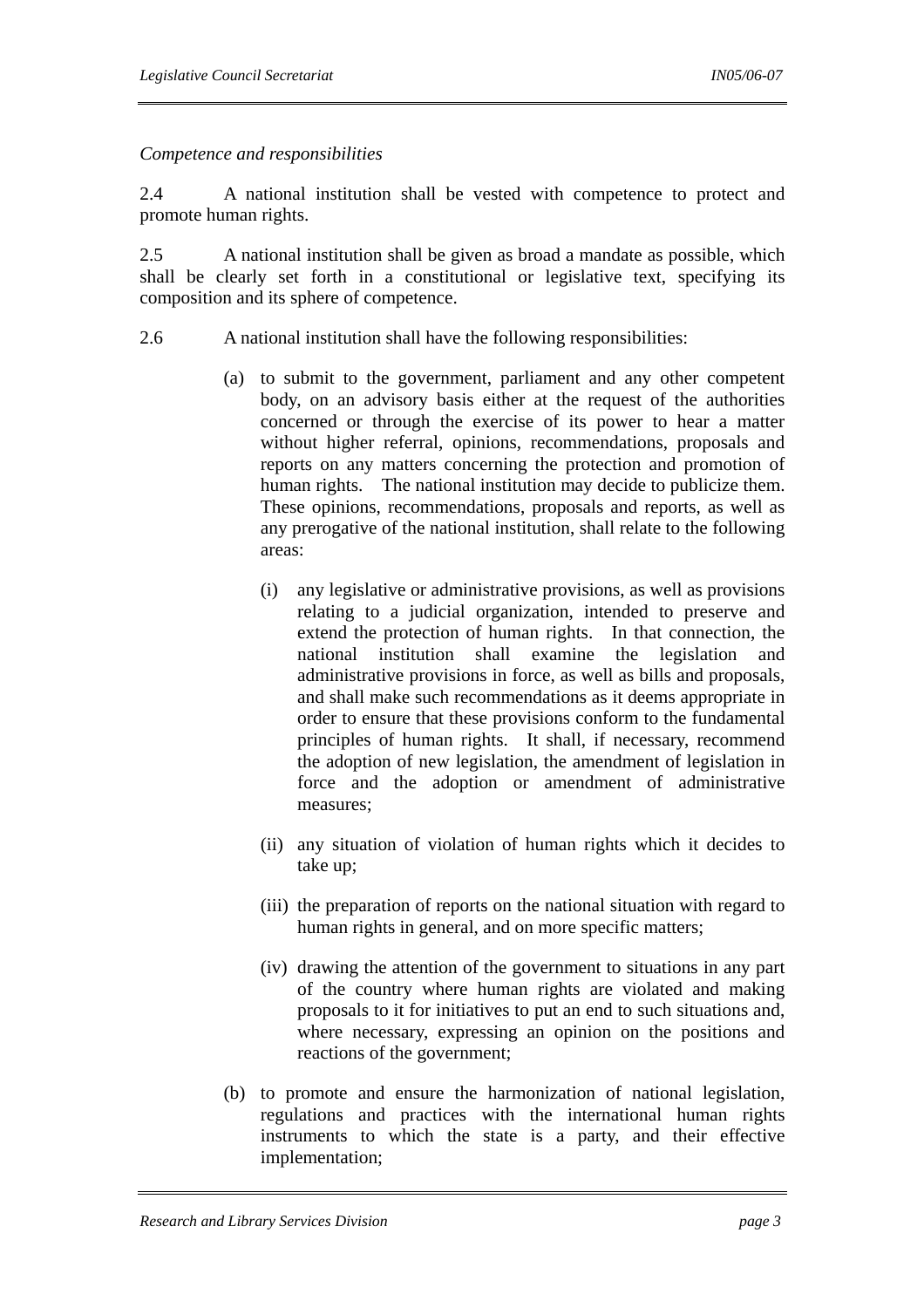*Competence and responsibilities*

2.4 A national institution shall be vested with competence to protect and promote human rights.

2.5 A national institution shall be given as broad a mandate as possible, which shall be clearly set forth in a constitutional or legislative text, specifying its composition and its sphere of competence.

2.6 A national institution shall have the following responsibilities:

(a) to submit to the government, parliament and any other competent body, on an advisory basis either at the request of the authorities concerned or through the exercise of its power to hear a matter without higher referral, opinions, recommendations, proposals and reports on any matters concerning the protection and promotion of human rights. The national institution may decide to publicize them. These opinions, recommendations, proposals and reports, as well as any prerogative of the national institution, shall relate to the following areas:

(i) any legislative or administrative provisions, as well as provisions relating to a judicial organization, intended to preserve and extend the protection of human rights. In that connection, the national institution shall examine the legislation and administrative provisions in force, as well as bills and proposals, and shall make such recommendations as it deems appropriate in order to ensure that these provisions conform to the fundamental principles of human rights. It shall, if necessary, recommend the adoption of new legislation, the amendment of legislation in force and the adoption or amendment of administrative measures;

(ii) any situation of violation of human rights which it decides to take up;

(iii) the preparation of reports on the national situation with regard to human rights in general, and on more specific matters;

(iv) drawing the attention of the government to situations in any part of the country where human rights are violated and making proposals to it for initiatives to put an end to such situations and, where necessary, expressing an opinion on the positions and reactions of the government;

(b) to promote and ensure the harmonization of national legislation, regulations and practices with the international human rights instruments to which the state is a party, and their effective implementation;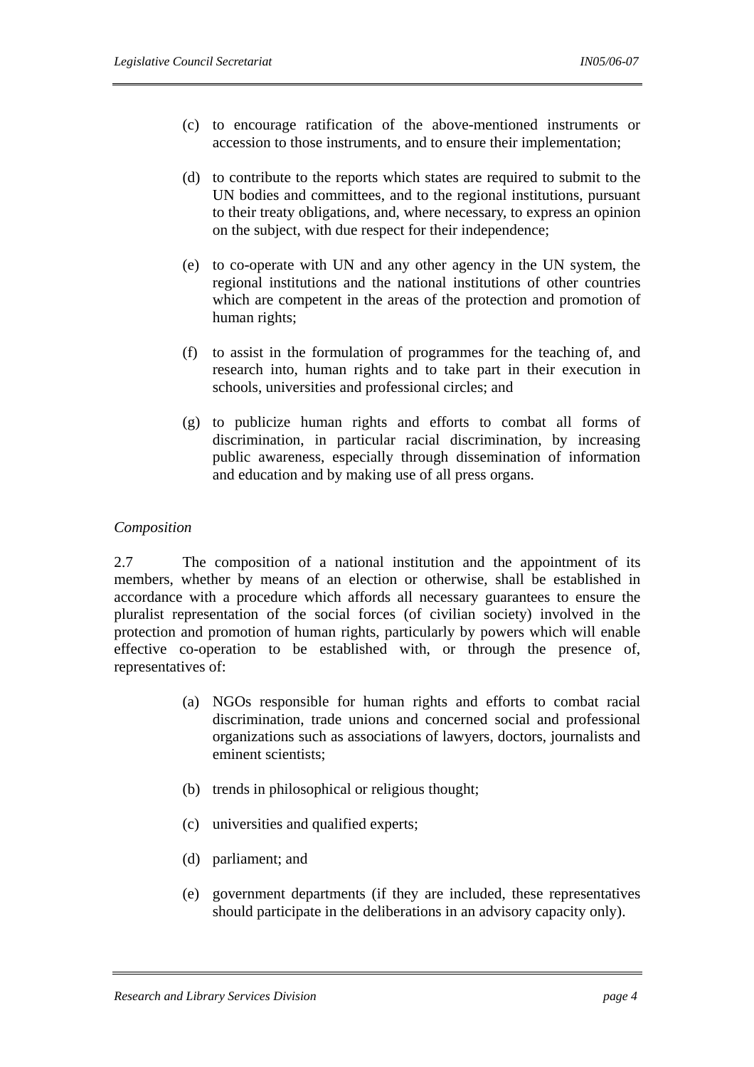(c) to encourage ratification of the above-mentioned instruments or accession to those instruments, and to ensure their implementation;

(d) to contribute to the reports which states are required to submit to the UN bodies and committees, and to the regional institutions, pursuant to their treaty obligations, and, where necessary, to express an opinion on the subject, with due respect for their independence;

(e) to co-operate with UN and any other agency in the UN system, the regional institutions and the national institutions of other countries which are competent in the areas of the protection and promotion of human rights;

(f) to assist in the formulation of programmes for the teaching of, and research into, human rights and to take part in their execution in schools, universities and professional circles; and

(g) to publicize human rights and efforts to combat all forms of discrimination, in particular racial discrimination, by increasing public awareness, especially through dissemination of information and education and by making use of all press organs.

*Composition*

2.7 The composition of a national institution and the appointment of its members, whether by means of an election or otherwise, shall be established in accordance with a procedure which affords all necessary guarantees to ensure the pluralist representation of the social forces (of civilian society) involved in the protection and promotion of human rights, particularly by powers which will enable effective co-operation to be established with, or through the presence of, representatives of:

(a) NGOs responsible for human rights and efforts to combat racial discrimination, trade unions and concerned social and professional organizations such as associations of lawyers, doctors, journalists and eminent scientists;

(b) trends in philosophical or religious thought;

(c) universities and qualified experts;

(d) parliament; and

(e) government departments (if they are included, these representatives should participate in the deliberations in an advisory capacity only).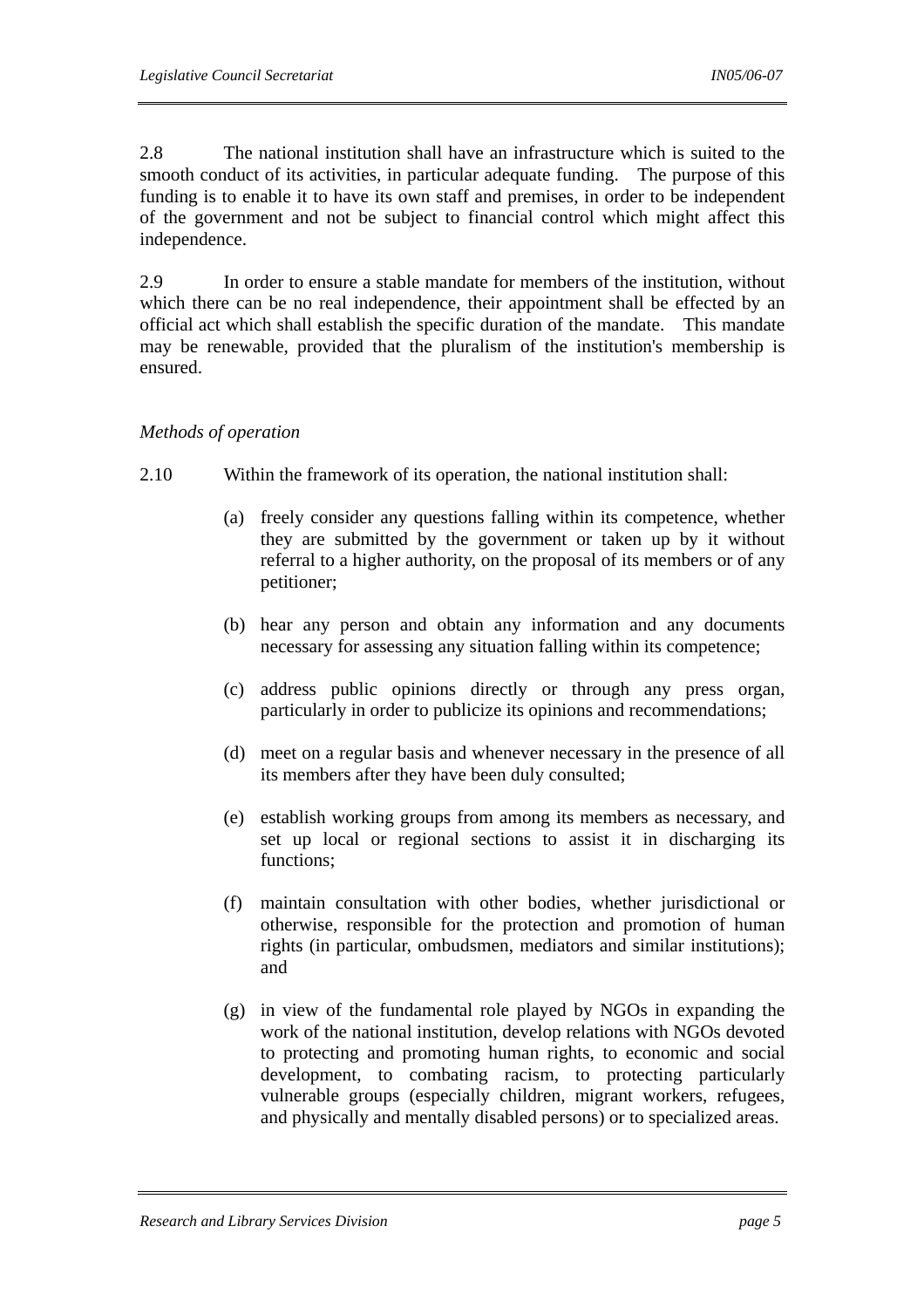2.8 The national institution shall have an infrastructure which is suited to the smooth conduct of its activities, in particular adequate funding. The purpose of this funding is to enable it to have its own staff and premises, in order to be independent of the government and not be subject to financial control which might affect this independence.

2.9 In order to ensure a stable mandate for members of the institution, without which there can be no real independence, their appointment shall be effected by an official act which shall establish the specific duration of the mandate. This mandate may be renewable, provided that the pluralism of the institution's membership is ensured.

*Methods of operation*

2.10 Within the framework of its operation, the national institution shall:

(a) freely consider any questions falling within its competence, whether they are submitted by the government or taken up by it without referral to a higher authority, on the proposal of its members or of any petitioner;

(b) hear any person and obtain any information and any documents necessary for assessing any situation falling within its competence;

(c) address public opinions directly or through any press organ, particularly in order to publicize its opinions and recommendations;

(d) meet on a regular basis and whenever necessary in the presence of all its members after they have been duly consulted;

(e) establish working groups from among its members as necessary, and set up local or regional sections to assist it in discharging its functions;

(f) maintain consultation with other bodies, whether jurisdictional or otherwise, responsible for the protection and promotion of human rights (in particular, ombudsmen, mediators and similar institutions); and

(g) in view of the fundamental role played by NGOs in expanding the work of the national institution, develop relations with NGOs devoted to protecting and promoting human rights, to economic and social development, to combating racism, to protecting particularly vulnerable groups (especially children, migrant workers, refugees, and physically and mentally disabled persons) or to specialized areas.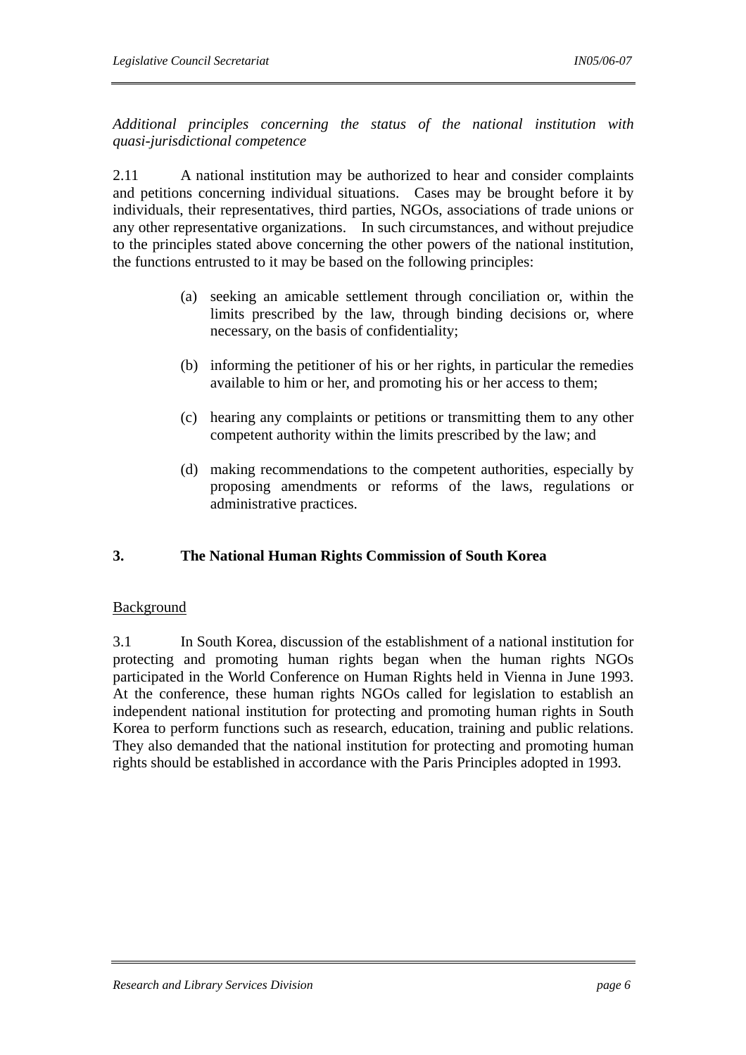*Additional principles concerning the status of the national institution with quasi-jurisdictional competence*

2.11 A national institution may be authorized to hear and consider complaints and petitions concerning individual situations. Cases may be brought before it by individuals, their representatives, third parties, NGOs, associations of trade unions or any other representative organizations. In such circumstances, and without prejudice to the principles stated above concerning the other powers of the national institution, the functions entrusted to it may be based on the following principles:

(a) seeking an amicable settlement through conciliation or, within the limits prescribed by the law, through binding decisions or, where necessary, on the basis of confidentiality;

(b) informing the petitioner of his or her rights, in particular the remedies available to him or her, and promoting his or her access to them;

(c) hearing any complaints or petitions or transmitting them to any other competent authority within the limits prescribed by the law; and

(d) making recommendations to the competent authorities, especially by proposing amendments or reforms of the laws, regulations or administrative practices.

## 3. The National Human Rights Commission of South Korea

Background

3.1 In South Korea, discussion of the establishment of a national institution for protecting and promoting human rights began when the human rights NGOs participated in the World Conference on Human Rights held in Vienna in June 1993. At the conference, these human rights NGOs called for legislation to establish an independent national institution for protecting and promoting human rights in South Korea to perform functions such as research, education, training and public relations. They also demanded that the national institution for protecting and promoting human rights should be established in accordance with the Paris Principles adopted in 1993.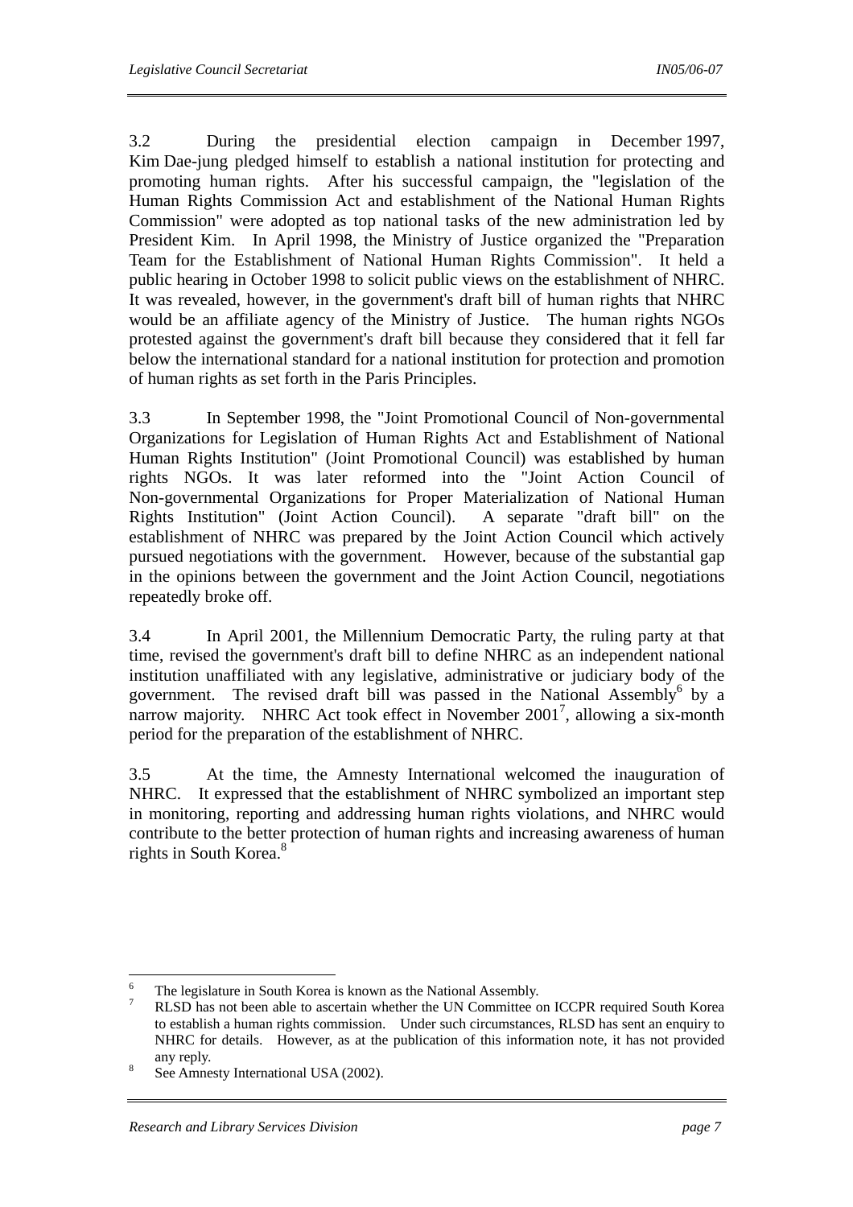3.2 During the presidential election campaign in December 1997, Kim Dae-jung pledged himself to establish a national institution for protecting and promoting human rights. After his successful campaign, the "legislation of the Human Rights Commission Act and establishment of the National Human Rights Commission" were adopted as top national tasks of the new administration led by President Kim. In April 1998, the Ministry of Justice organized the "Preparation Team for the Establishment of National Human Rights Commission". It held a public hearing in October 1998 to solicit public views on the establishment of NHRC. It was revealed, however, in the government's draft bill of human rights that NHRC would be an affiliate agency of the Ministry of Justice. The human rights NGOs protested against the government's draft bill because they considered that it fell far below the international standard for a national institution for protection and promotion of human rights as set forth in the Paris Principles.

3.3 In September 1998, the "Joint Promotional Council of Non-governmental Organizations for Legislation of Human Rights Act and Establishment of National Human Rights Institution" (Joint Promotional Council) was established by human rights NGOs. It was later reformed into the "Joint Action Council of Non-governmental Organizations for Proper Materialization of National Human Rights Institution" (Joint Action Council). A separate "draft bill" on the establishment of NHRC was prepared by the Joint Action Council which actively pursued negotiations with the government. However, because of the substantial gap in the opinions between the government and the Joint Action Council, negotiations repeatedly broke off.

3.4 In April 2001, the Millennium Democratic Party, the ruling party at that time, revised the government's draft bill to define NHRC as an independent national institution unaffiliated with any legislative, administrative or judiciary body of the government. The revised draft bill was passed in the National Assembly[6] by a narrow majority. NHRC Act took effect in November 2001[7], allowing a six-month period for the preparation of the establishment of NHRC.

3.5 At the time, the Amnesty International welcomed the inauguration of NHRC. It expressed that the establishment of NHRC symbolized an important step in monitoring, reporting and addressing human rights violations, and NHRC would contribute to the better protection of human rights and increasing awareness of human rights in South Korea.[8]

---

[6] The legislature in South Korea is known as the National Assembly.

[7] RLSD has not been able to ascertain whether the UN Committee on ICCPR required South Korea to establish a human rights commission. Under such circumstances, RLSD has sent an enquiry to NHRC for details. However, as at the publication of this information note, it has not provided any reply.

[8] See Amnesty International USA (2002).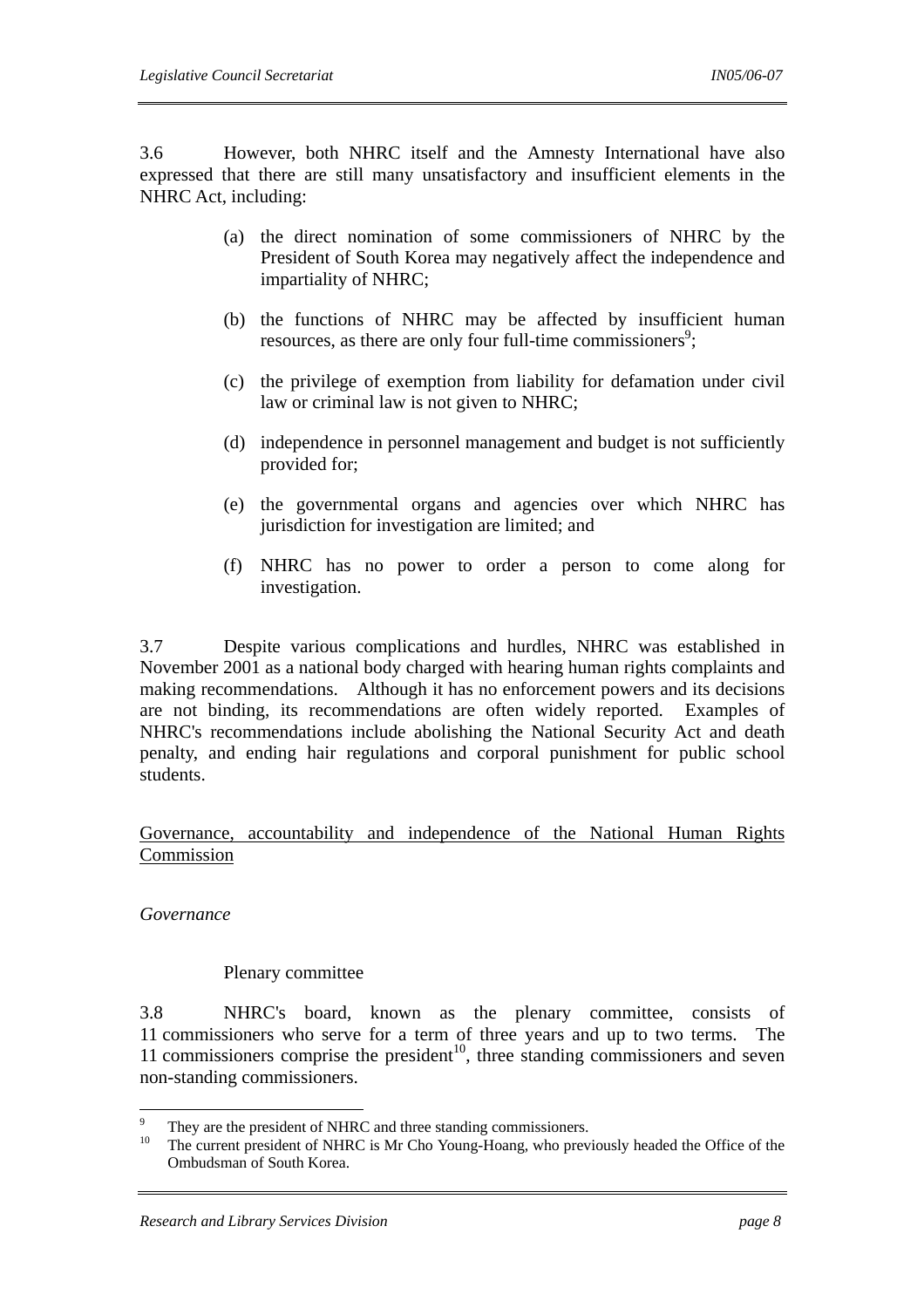3.6 However, both NHRC itself and the Amnesty International have also expressed that there are still many unsatisfactory and insufficient elements in the NHRC Act, including:

(a) the direct nomination of some commissioners of NHRC by the President of South Korea may negatively affect the independence and impartiality of NHRC;

(b) the functions of NHRC may be affected by insufficient human resources, as there are only four full-time commissioners[9];

(c) the privilege of exemption from liability for defamation under civil law or criminal law is not given to NHRC;

(d) independence in personnel management and budget is not sufficiently provided for;

(e) the governmental organs and agencies over which NHRC has jurisdiction for investigation are limited; and

(f) NHRC has no power to order a person to come along for investigation.

3.7 Despite various complications and hurdles, NHRC was established in November 2001 as a national body charged with hearing human rights complaints and making recommendations. Although it has no enforcement powers and its decisions are not binding, its recommendations are often widely reported. Examples of NHRC's recommendations include abolishing the National Security Act and death penalty, and ending hair regulations and corporal punishment for public school students.

## Governance, accountability and independence of the National Human Rights Commission

### *Governance*

#### Plenary committee

3.8 NHRC's board, known as the plenary committee, consists of 11 commissioners who serve for a term of three years and up to two terms. The 11 commissioners comprise the president[10], three standing commissioners and seven non-standing commissioners.

---

[9] They are the president of NHRC and three standing commissioners.

[10] The current president of NHRC is Mr Cho Young-Hoang, who previously headed the Office of the Ombudsman of South Korea.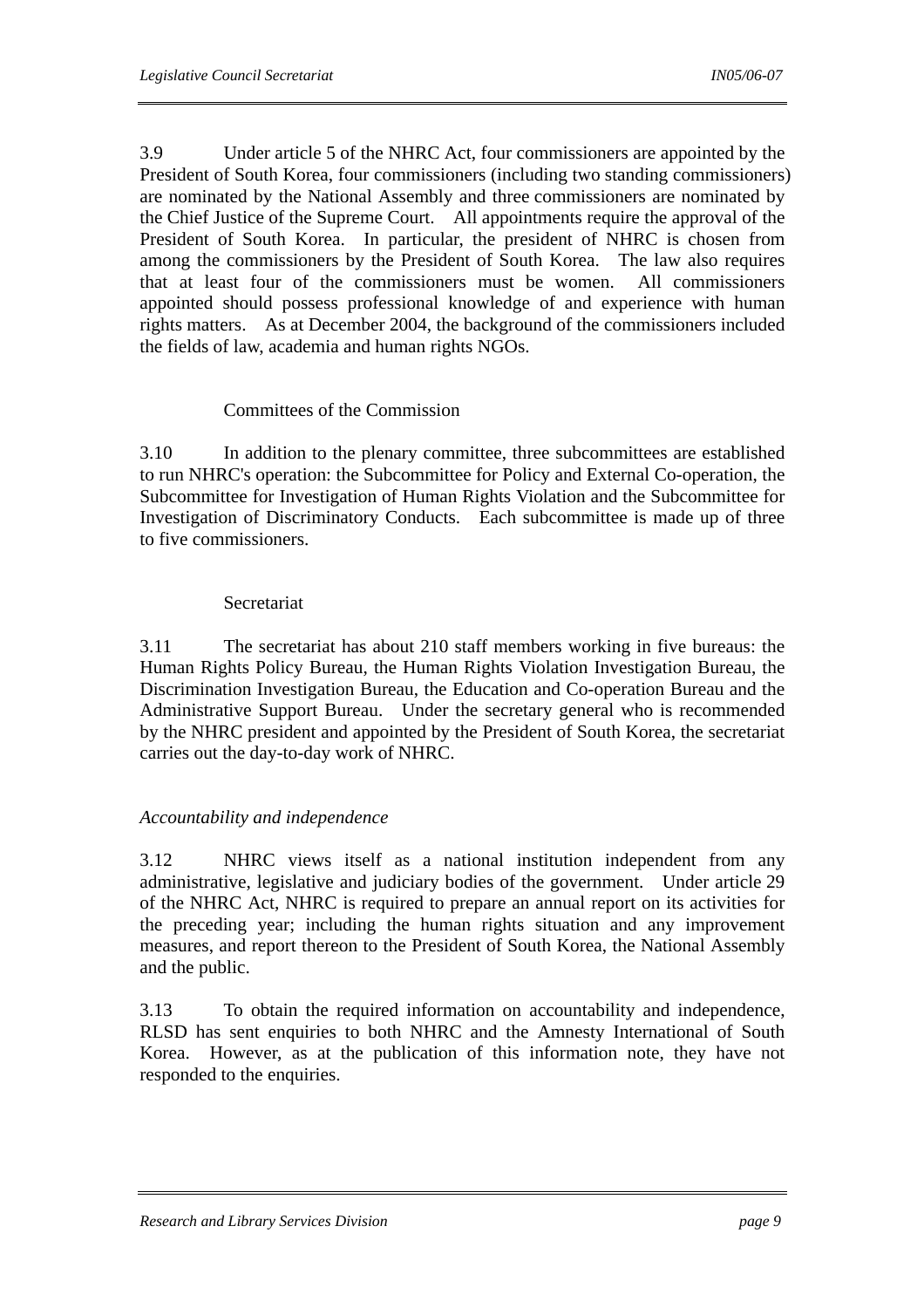3.9 Under article 5 of the NHRC Act, four commissioners are appointed by the President of South Korea, four commissioners (including two standing commissioners) are nominated by the National Assembly and three commissioners are nominated by the Chief Justice of the Supreme Court. All appointments require the approval of the President of South Korea. In particular, the president of NHRC is chosen from among the commissioners by the President of South Korea. The law also requires that at least four of the commissioners must be women. All commissioners appointed should possess professional knowledge of and experience with human rights matters. As at December 2004, the background of the commissioners included the fields of law, academia and human rights NGOs.

Committees of the Commission

3.10 In addition to the plenary committee, three subcommittees are established to run NHRC's operation: the Subcommittee for Policy and External Co-operation, the Subcommittee for Investigation of Human Rights Violation and the Subcommittee for Investigation of Discriminatory Conducts. Each subcommittee is made up of three to five commissioners.

Secretariat

3.11 The secretariat has about 210 staff members working in five bureaus: the Human Rights Policy Bureau, the Human Rights Violation Investigation Bureau, the Discrimination Investigation Bureau, the Education and Co-operation Bureau and the Administrative Support Bureau. Under the secretary general who is recommended by the NHRC president and appointed by the President of South Korea, the secretariat carries out the day-to-day work of NHRC.

*Accountability and independence*

3.12 NHRC views itself as a national institution independent from any administrative, legislative and judiciary bodies of the government. Under article 29 of the NHRC Act, NHRC is required to prepare an annual report on its activities for the preceding year; including the human rights situation and any improvement measures, and report thereon to the President of South Korea, the National Assembly and the public.

3.13 To obtain the required information on accountability and independence, RLSD has sent enquiries to both NHRC and the Amnesty International of South Korea. However, as at the publication of this information note, they have not responded to the enquiries.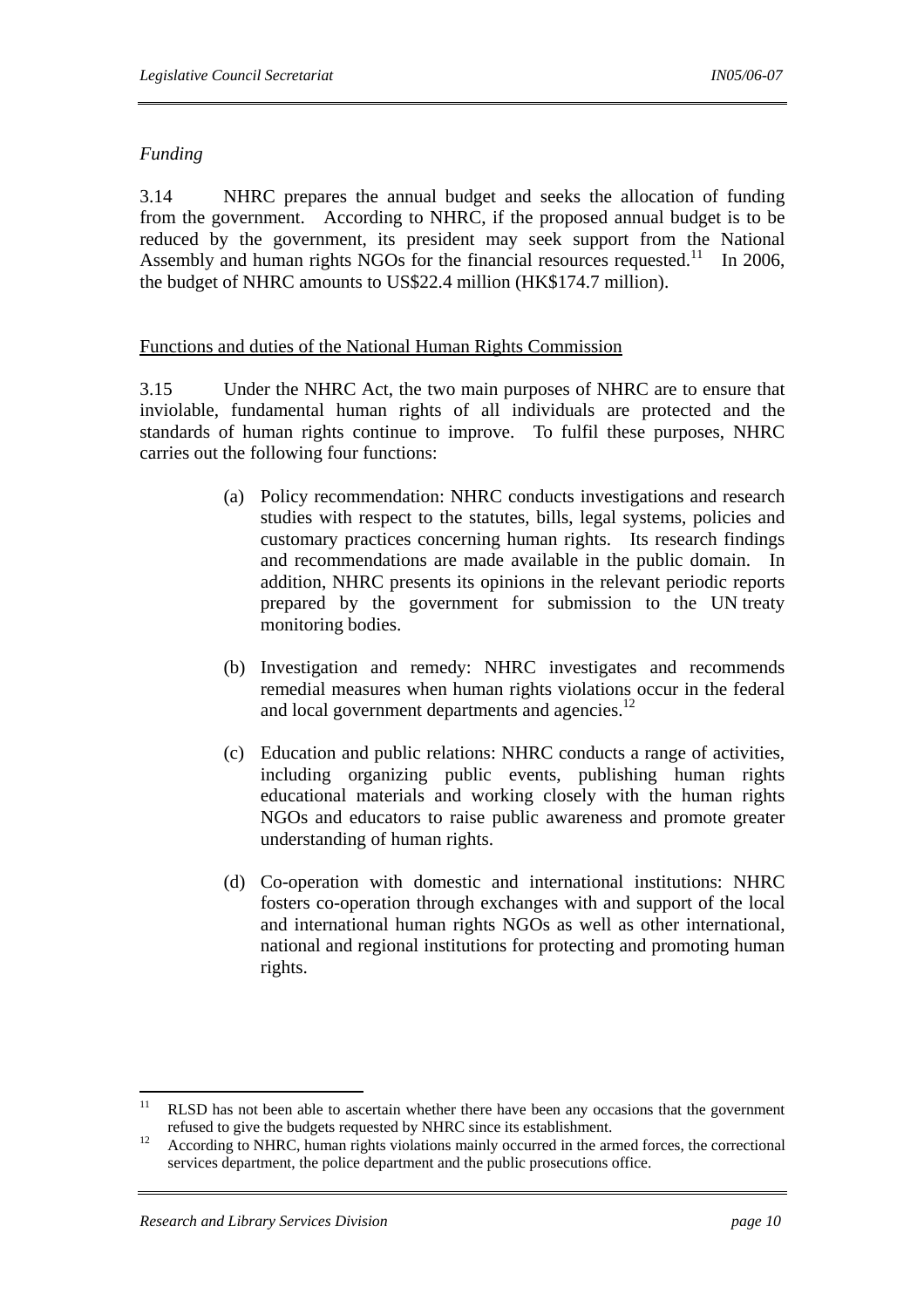*Funding*

3.14 NHRC prepares the annual budget and seeks the allocation of funding from the government. According to NHRC, if the proposed annual budget is to be reduced by the government, its president may seek support from the National Assembly and human rights NGOs for the financial resources requested.[11] In 2006, the budget of NHRC amounts to US$22.4 million (HK$174.7 million).

## Functions and duties of the National Human Rights Commission

3.15 Under the NHRC Act, the two main purposes of NHRC are to ensure that inviolable, fundamental human rights of all individuals are protected and the standards of human rights continue to improve. To fulfil these purposes, NHRC carries out the following four functions:

(a) Policy recommendation: NHRC conducts investigations and research studies with respect to the statutes, bills, legal systems, policies and customary practices concerning human rights. Its research findings and recommendations are made available in the public domain. In addition, NHRC presents its opinions in the relevant periodic reports prepared by the government for submission to the UN treaty monitoring bodies.

(b) Investigation and remedy: NHRC investigates and recommends remedial measures when human rights violations occur in the federal and local government departments and agencies.[12]

(c) Education and public relations: NHRC conducts a range of activities, including organizing public events, publishing human rights educational materials and working closely with the human rights NGOs and educators to raise public awareness and promote greater understanding of human rights.

(d) Co-operation with domestic and international institutions: NHRC fosters co-operation through exchanges with and support of the local and international human rights NGOs as well as other international, national and regional institutions for protecting and promoting human rights.

---

[11] RLSD has not been able to ascertain whether there have been any occasions that the government refused to give the budgets requested by NHRC since its establishment.

[12] According to NHRC, human rights violations mainly occurred in the armed forces, the correctional services department, the police department and the public prosecutions office.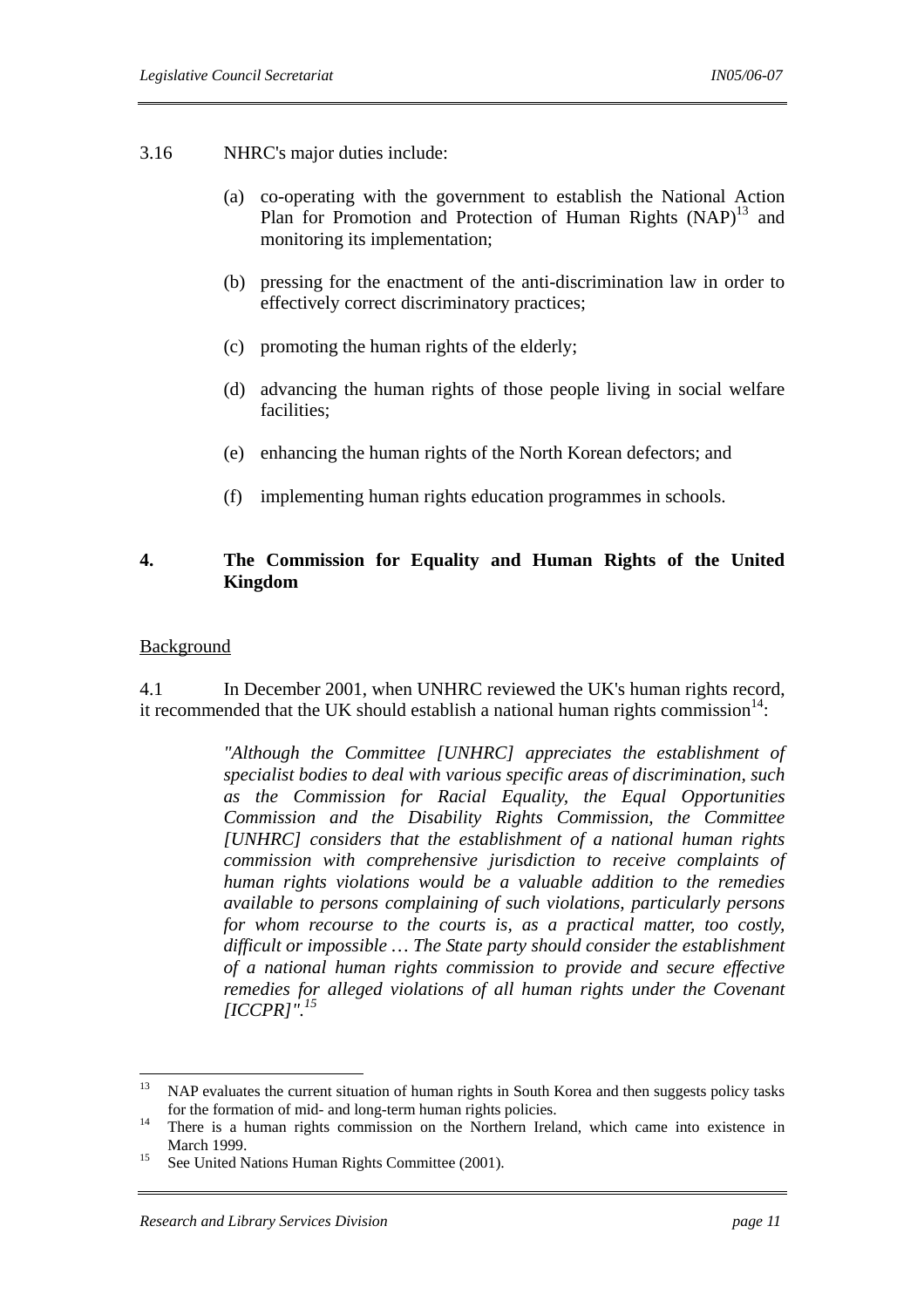3.16 NHRC's major duties include:

(a) co-operating with the government to establish the National Action Plan for Promotion and Protection of Human Rights (NAP)[13] and monitoring its implementation;

(b) pressing for the enactment of the anti-discrimination law in order to effectively correct discriminatory practices;

(c) promoting the human rights of the elderly;

(d) advancing the human rights of those people living in social welfare facilities;

(e) enhancing the human rights of the North Korean defectors; and

(f) implementing human rights education programmes in schools.

## 4. The Commission for Equality and Human Rights of the United Kingdom

Background

4.1 In December 2001, when UNHRC reviewed the UK's human rights record, it recommended that the UK should establish a national human rights commission[14]:

> *"Although the Committee [UNHRC] appreciates the establishment of specialist bodies to deal with various specific areas of discrimination, such as the Commission for Racial Equality, the Equal Opportunities Commission and the Disability Rights Commission, the Committee [UNHRC] considers that the establishment of a national human rights commission with comprehensive jurisdiction to receive complaints of human rights violations would be a valuable addition to the remedies available to persons complaining of such violations, particularly persons for whom recourse to the courts is, as a practical matter, too costly, difficult or impossible … The State party should consider the establishment of a national human rights commission to provide and secure effective remedies for alleged violations of all human rights under the Covenant [ICCPR]".*[15]

---

[13] NAP evaluates the current situation of human rights in South Korea and then suggests policy tasks for the formation of mid- and long-term human rights policies.

[14] There is a human rights commission on the Northern Ireland, which came into existence in March 1999.

[15] See United Nations Human Rights Committee (2001).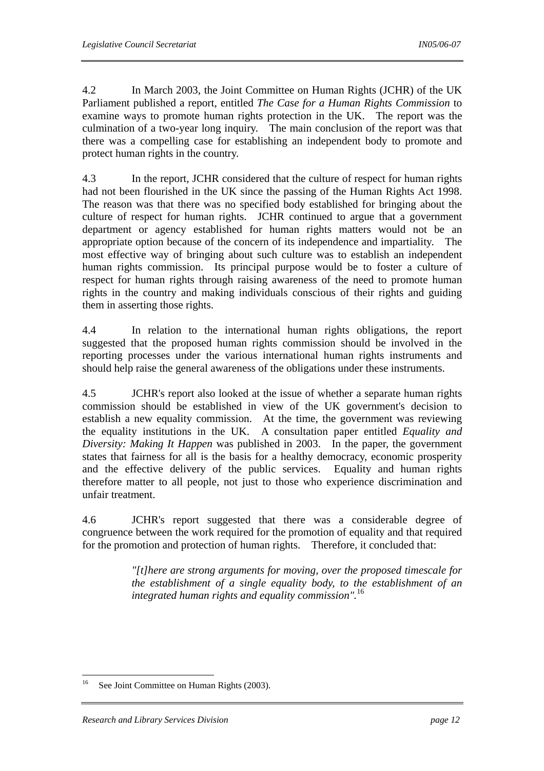4.2 In March 2003, the Joint Committee on Human Rights (JCHR) of the UK Parliament published a report, entitled *The Case for a Human Rights Commission* to examine ways to promote human rights protection in the UK. The report was the culmination of a two-year long inquiry. The main conclusion of the report was that there was a compelling case for establishing an independent body to promote and protect human rights in the country.

4.3 In the report, JCHR considered that the culture of respect for human rights had not been flourished in the UK since the passing of the Human Rights Act 1998. The reason was that there was no specified body established for bringing about the culture of respect for human rights. JCHR continued to argue that a government department or agency established for human rights matters would not be an appropriate option because of the concern of its independence and impartiality. The most effective way of bringing about such culture was to establish an independent human rights commission. Its principal purpose would be to foster a culture of respect for human rights through raising awareness of the need to promote human rights in the country and making individuals conscious of their rights and guiding them in asserting those rights.

4.4 In relation to the international human rights obligations, the report suggested that the proposed human rights commission should be involved in the reporting processes under the various international human rights instruments and should help raise the general awareness of the obligations under these instruments.

4.5 JCHR's report also looked at the issue of whether a separate human rights commission should be established in view of the UK government's decision to establish a new equality commission. At the time, the government was reviewing the equality institutions in the UK. A consultation paper entitled *Equality and Diversity: Making It Happen* was published in 2003. In the paper, the government states that fairness for all is the basis for a healthy democracy, economic prosperity and the effective delivery of the public services. Equality and human rights therefore matter to all people, not just to those who experience discrimination and unfair treatment.

4.6 JCHR's report suggested that there was a considerable degree of congruence between the work required for the promotion of equality and that required for the promotion and protection of human rights. Therefore, it concluded that:

> *"[t]here are strong arguments for moving, over the proposed timescale for the establishment of a single equality body, to the establishment of an integrated human rights and equality commission".*[16]

---

[16] See Joint Committee on Human Rights (2003).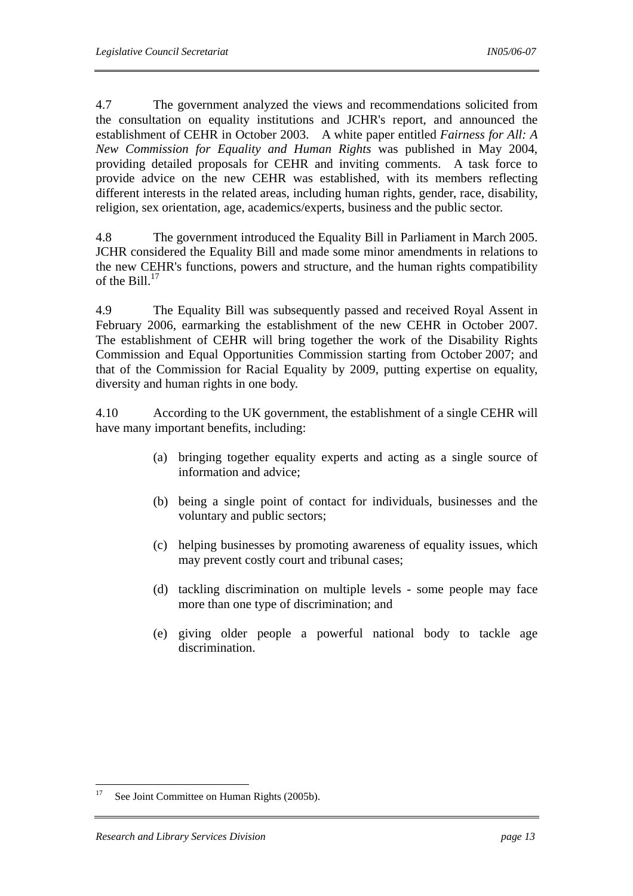4.7 The government analyzed the views and recommendations solicited from the consultation on equality institutions and JCHR's report, and announced the establishment of CEHR in October 2003. A white paper entitled *Fairness for All: A New Commission for Equality and Human Rights* was published in May 2004, providing detailed proposals for CEHR and inviting comments. A task force to provide advice on the new CEHR was established, with its members reflecting different interests in the related areas, including human rights, gender, race, disability, religion, sex orientation, age, academics/experts, business and the public sector.

4.8 The government introduced the Equality Bill in Parliament in March 2005. JCHR considered the Equality Bill and made some minor amendments in relations to the new CEHR's functions, powers and structure, and the human rights compatibility of the Bill.[17]

4.9 The Equality Bill was subsequently passed and received Royal Assent in February 2006, earmarking the establishment of the new CEHR in October 2007. The establishment of CEHR will bring together the work of the Disability Rights Commission and Equal Opportunities Commission starting from October 2007; and that of the Commission for Racial Equality by 2009, putting expertise on equality, diversity and human rights in one body.

4.10 According to the UK government, the establishment of a single CEHR will have many important benefits, including:

(a) bringing together equality experts and acting as a single source of information and advice;

(b) being a single point of contact for individuals, businesses and the voluntary and public sectors;

(c) helping businesses by promoting awareness of equality issues, which may prevent costly court and tribunal cases;

(d) tackling discrimination on multiple levels - some people may face more than one type of discrimination; and

(e) giving older people a powerful national body to tackle age discrimination.

---

[17] See Joint Committee on Human Rights (2005b).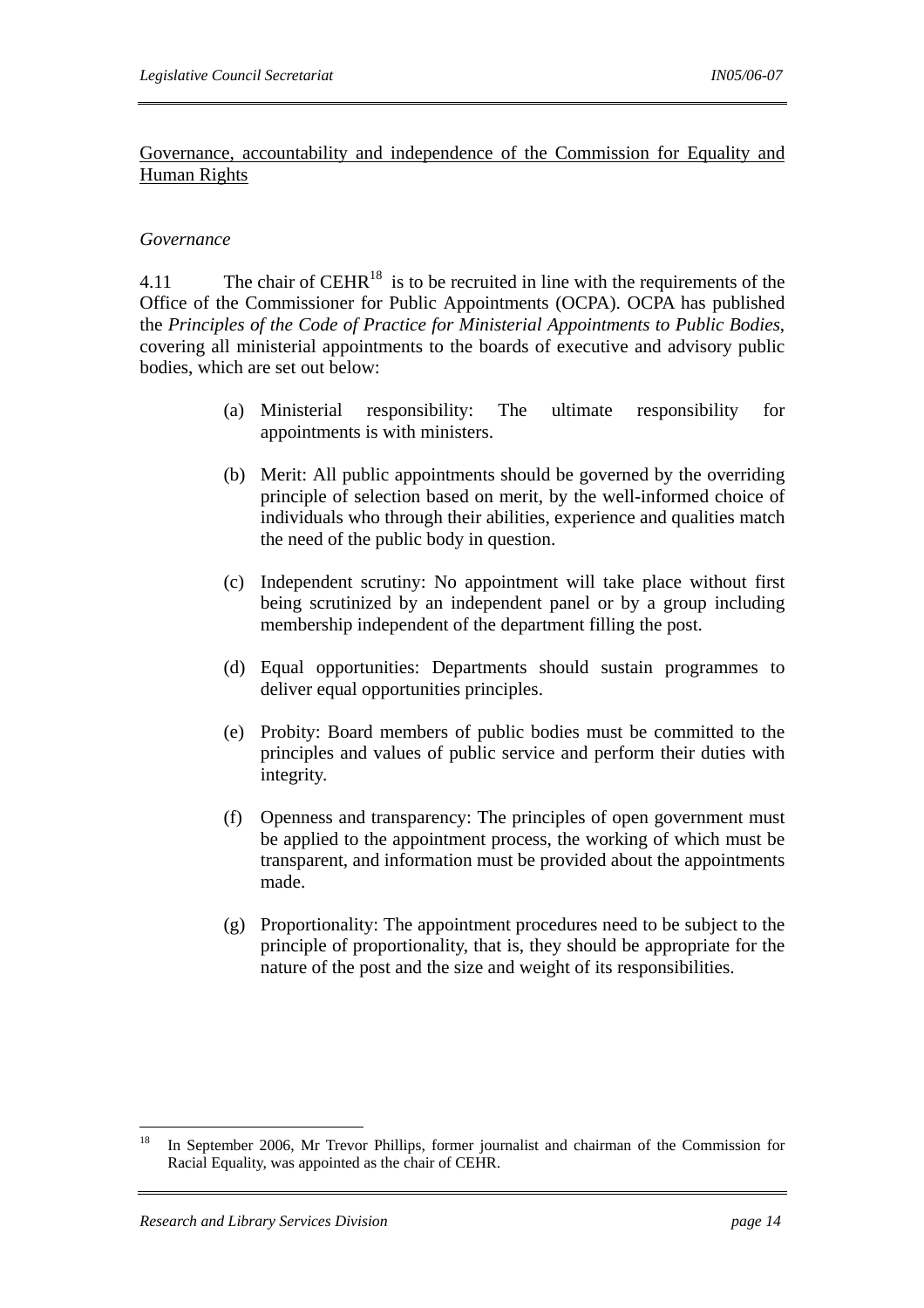Governance, accountability and independence of the Commission for Equality and Human Rights

*Governance*

4.11 The chair of CEHR[18] is to be recruited in line with the requirements of the Office of the Commissioner for Public Appointments (OCPA). OCPA has published the *Principles of the Code of Practice for Ministerial Appointments to Public Bodies*, covering all ministerial appointments to the boards of executive and advisory public bodies, which are set out below:

(a) Ministerial responsibility: The ultimate responsibility for appointments is with ministers.

(b) Merit: All public appointments should be governed by the overriding principle of selection based on merit, by the well-informed choice of individuals who through their abilities, experience and qualities match the need of the public body in question.

(c) Independent scrutiny: No appointment will take place without first being scrutinized by an independent panel or by a group including membership independent of the department filling the post.

(d) Equal opportunities: Departments should sustain programmes to deliver equal opportunities principles.

(e) Probity: Board members of public bodies must be committed to the principles and values of public service and perform their duties with integrity.

(f) Openness and transparency: The principles of open government must be applied to the appointment process, the working of which must be transparent, and information must be provided about the appointments made.

(g) Proportionality: The appointment procedures need to be subject to the principle of proportionality, that is, they should be appropriate for the nature of the post and the size and weight of its responsibilities.

---

[18] In September 2006, Mr Trevor Phillips, former journalist and chairman of the Commission for Racial Equality, was appointed as the chair of CEHR.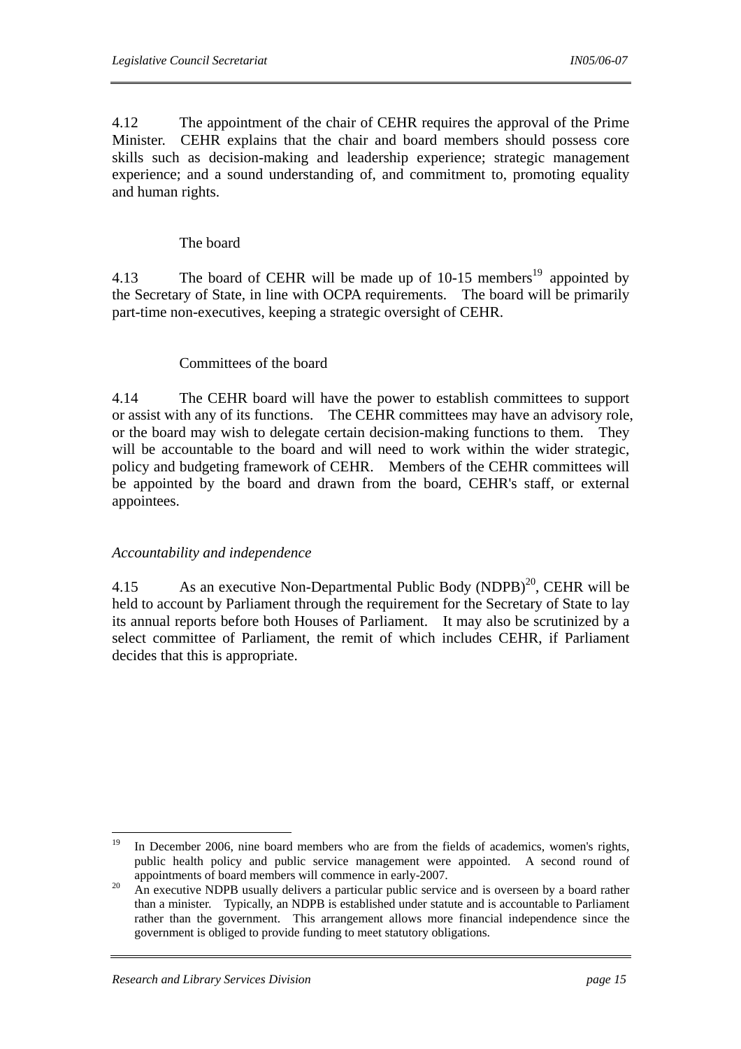4.12 The appointment of the chair of CEHR requires the approval of the Prime Minister. CEHR explains that the chair and board members should possess core skills such as decision-making and leadership experience; strategic management experience; and a sound understanding of, and commitment to, promoting equality and human rights.

The board

4.13 The board of CEHR will be made up of 10-15 members[19] appointed by the Secretary of State, in line with OCPA requirements. The board will be primarily part-time non-executives, keeping a strategic oversight of CEHR.

Committees of the board

4.14 The CEHR board will have the power to establish committees to support or assist with any of its functions. The CEHR committees may have an advisory role, or the board may wish to delegate certain decision-making functions to them. They will be accountable to the board and will need to work within the wider strategic, policy and budgeting framework of CEHR. Members of the CEHR committees will be appointed by the board and drawn from the board, CEHR's staff, or external appointees.

*Accountability and independence*

4.15 As an executive Non-Departmental Public Body (NDPB)[20], CEHR will be held to account by Parliament through the requirement for the Secretary of State to lay its annual reports before both Houses of Parliament. It may also be scrutinized by a select committee of Parliament, the remit of which includes CEHR, if Parliament decides that this is appropriate.

---

[19] In December 2006, nine board members who are from the fields of academics, women's rights, public health policy and public service management were appointed. A second round of appointments of board members will commence in early-2007.

[20] An executive NDPB usually delivers a particular public service and is overseen by a board rather than a minister. Typically, an NDPB is established under statute and is accountable to Parliament rather than the government. This arrangement allows more financial independence since the government is obliged to provide funding to meet statutory obligations.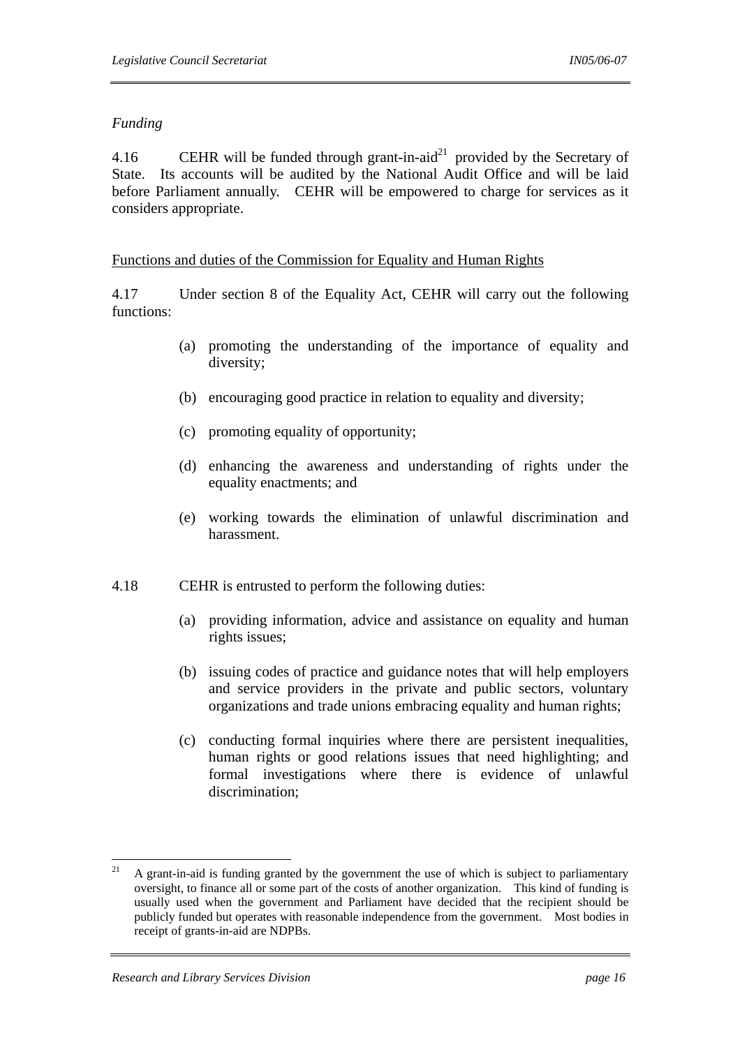*Funding*

4.16 CEHR will be funded through grant-in-aid[21] provided by the Secretary of State. Its accounts will be audited by the National Audit Office and will be laid before Parliament annually. CEHR will be empowered to charge for services as it considers appropriate.

Functions and duties of the Commission for Equality and Human Rights

4.17 Under section 8 of the Equality Act, CEHR will carry out the following functions:

(a) promoting the understanding of the importance of equality and diversity;

(b) encouraging good practice in relation to equality and diversity;

(c) promoting equality of opportunity;

(d) enhancing the awareness and understanding of rights under the equality enactments; and

(e) working towards the elimination of unlawful discrimination and harassment.

4.18 CEHR is entrusted to perform the following duties:

(a) providing information, advice and assistance on equality and human rights issues;

(b) issuing codes of practice and guidance notes that will help employers and service providers in the private and public sectors, voluntary organizations and trade unions embracing equality and human rights;

(c) conducting formal inquiries where there are persistent inequalities, human rights or good relations issues that need highlighting; and formal investigations where there is evidence of unlawful discrimination;

---

[21] A grant-in-aid is funding granted by the government the use of which is subject to parliamentary oversight, to finance all or some part of the costs of another organization. This kind of funding is usually used when the government and Parliament have decided that the recipient should be publicly funded but operates with reasonable independence from the government. Most bodies in receipt of grants-in-aid are NDPBs.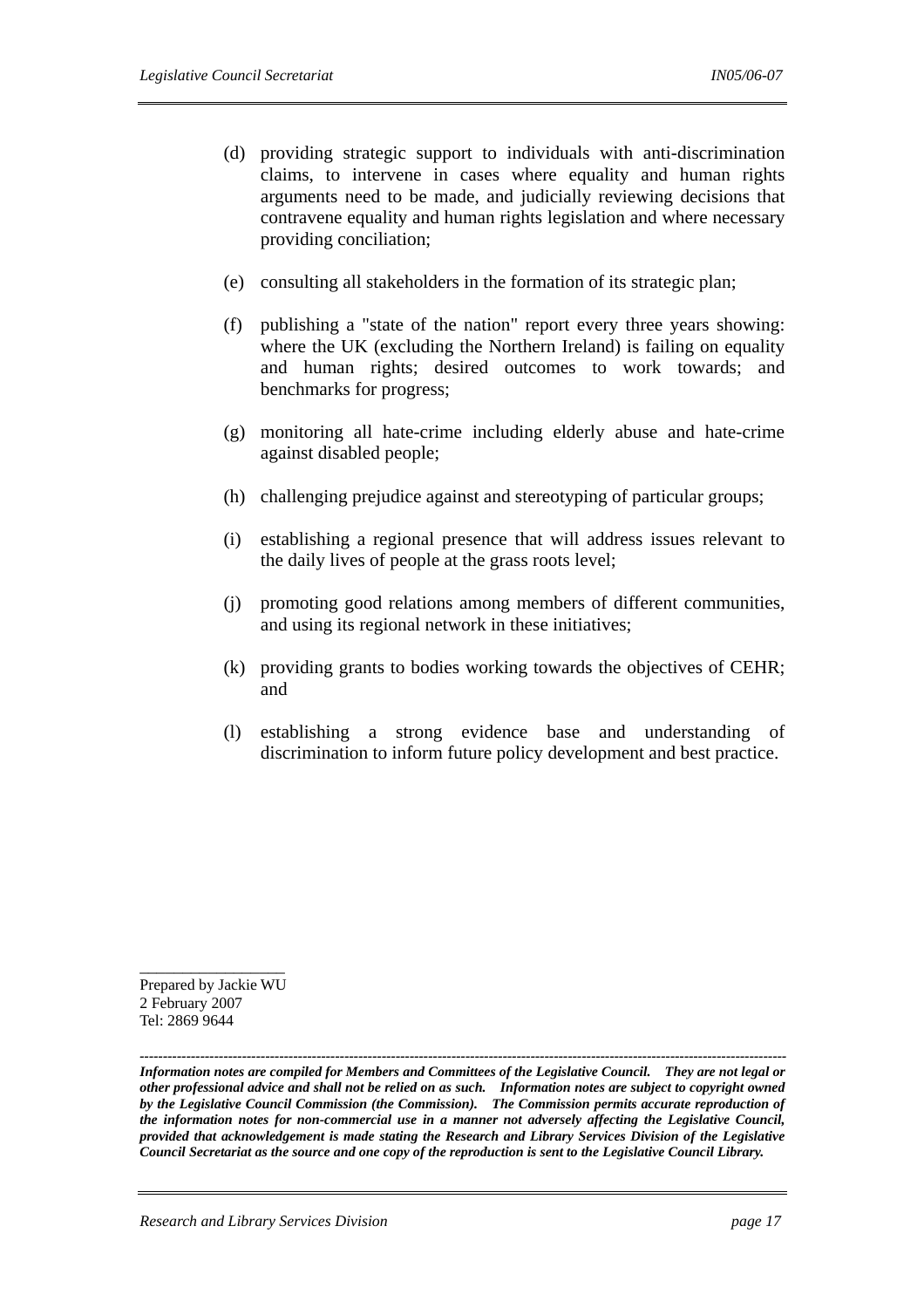(d) providing strategic support to individuals with anti-discrimination claims, to intervene in cases where equality and human rights arguments need to be made, and judicially reviewing decisions that contravene equality and human rights legislation and where necessary providing conciliation;

(e) consulting all stakeholders in the formation of its strategic plan;

(f) publishing a "state of the nation" report every three years showing: where the UK (excluding the Northern Ireland) is failing on equality and human rights; desired outcomes to work towards; and benchmarks for progress;

(g) monitoring all hate-crime including elderly abuse and hate-crime against disabled people;

(h) challenging prejudice against and stereotyping of particular groups;

(i) establishing a regional presence that will address issues relevant to the daily lives of people at the grass roots level;

(j) promoting good relations among members of different communities, and using its regional network in these initiatives;

(k) providing grants to bodies working towards the objectives of CEHR; and

(l) establishing a strong evidence base and understanding of discrimination to inform future policy development and best practice.

---

Prepared by Jackie WU
2 February 2007
Tel: 2869 9644

---

***Information notes are compiled for Members and Committees of the Legislative Council. They are not legal or other professional advice and shall not be relied on as such. Information notes are subject to copyright owned by the Legislative Council Commission (the Commission). The Commission permits accurate reproduction of the information notes for non-commercial use in a manner not adversely affecting the Legislative Council, provided that acknowledgement is made stating the Research and Library Services Division of the Legislative Council Secretariat as the source and one copy of the reproduction is sent to the Legislative Council Library.***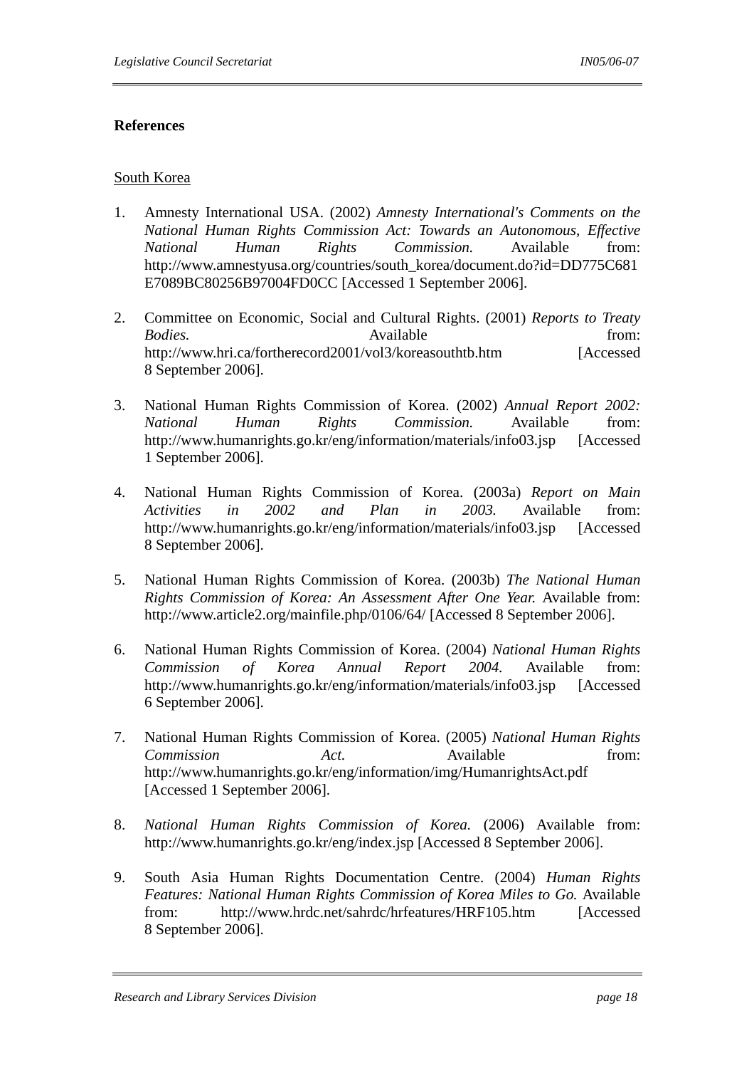**References**

South Korea

1. Amnesty International USA. (2002) *Amnesty International's Comments on the National Human Rights Commission Act: Towards an Autonomous, Effective National Human Rights Commission.* Available from: http://www.amnestyusa.org/countries/south_korea/document.do?id=DD775C681E7089BC80256B97004FD0CC [Accessed 1 September 2006].

2. Committee on Economic, Social and Cultural Rights. (2001) *Reports to Treaty Bodies.* Available from: http://www.hri.ca/fortherecord2001/vol3/koreasouthtb.htm [Accessed 8 September 2006].

3. National Human Rights Commission of Korea. (2002) *Annual Report 2002: National Human Rights Commission.* Available from: http://www.humanrights.go.kr/eng/information/materials/info03.jsp [Accessed 1 September 2006].

4. National Human Rights Commission of Korea. (2003a) *Report on Main Activities in 2002 and Plan in 2003.* Available from: http://www.humanrights.go.kr/eng/information/materials/info03.jsp [Accessed 8 September 2006].

5. National Human Rights Commission of Korea. (2003b) *The National Human Rights Commission of Korea: An Assessment After One Year.* Available from: http://www.article2.org/mainfile.php/0106/64/ [Accessed 8 September 2006].

6. National Human Rights Commission of Korea. (2004) *National Human Rights Commission of Korea Annual Report 2004.* Available from: http://www.humanrights.go.kr/eng/information/materials/info03.jsp [Accessed 6 September 2006].

7. National Human Rights Commission of Korea. (2005) *National Human Rights Commission Act.* Available from: http://www.humanrights.go.kr/eng/information/img/HumanrightsAct.pdf [Accessed 1 September 2006].

8. *National Human Rights Commission of Korea.* (2006) Available from: http://www.humanrights.go.kr/eng/index.jsp [Accessed 8 September 2006].

9. South Asia Human Rights Documentation Centre. (2004) *Human Rights Features: National Human Rights Commission of Korea Miles to Go.* Available from: http://www.hrdc.net/sahrdc/hrfeatures/HRF105.htm [Accessed 8 September 2006].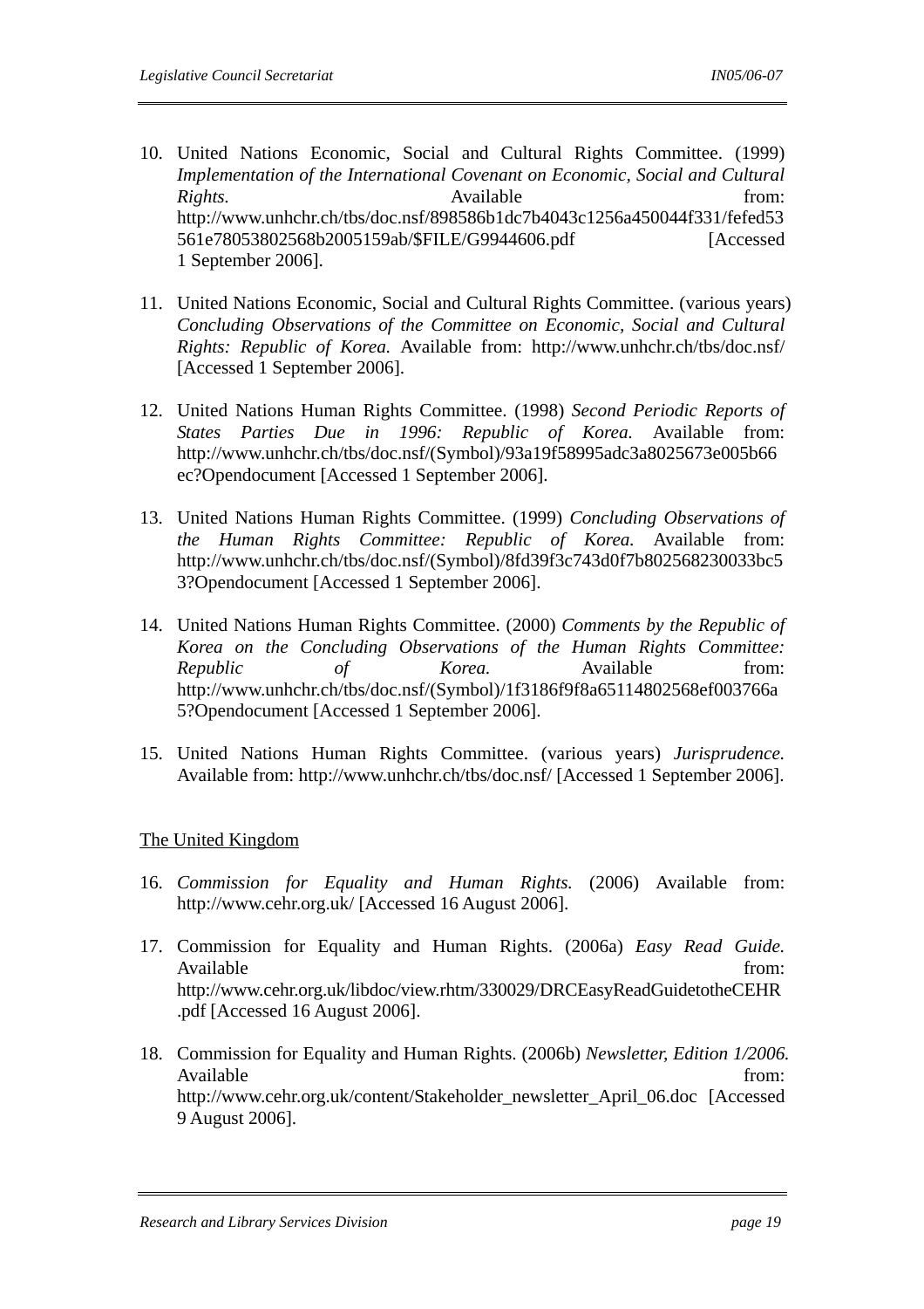10. United Nations Economic, Social and Cultural Rights Committee. (1999) *Implementation of the International Covenant on Economic, Social and Cultural Rights.* Available from: http://www.unhchr.ch/tbs/doc.nsf/898586b1dc7b4043c1256a450044f331/fefed53561e78053802568b2005159ab/$FILE/G9944606.pdf [Accessed 1 September 2006].

11. United Nations Economic, Social and Cultural Rights Committee. (various years) *Concluding Observations of the Committee on Economic, Social and Cultural Rights: Republic of Korea.* Available from: http://www.unhchr.ch/tbs/doc.nsf/ [Accessed 1 September 2006].

12. United Nations Human Rights Committee. (1998) *Second Periodic Reports of States Parties Due in 1996: Republic of Korea.* Available from: http://www.unhchr.ch/tbs/doc.nsf/(Symbol)/93a19f58995adc3a8025673e005b66ec?Opendocument [Accessed 1 September 2006].

13. United Nations Human Rights Committee. (1999) *Concluding Observations of the Human Rights Committee: Republic of Korea.* Available from: http://www.unhchr.ch/tbs/doc.nsf/(Symbol)/8fd39f3c743d0f7b802568230033bc53?Opendocument [Accessed 1 September 2006].

14. United Nations Human Rights Committee. (2000) *Comments by the Republic of Korea on the Concluding Observations of the Human Rights Committee: Republic of Korea.* Available from: http://www.unhchr.ch/tbs/doc.nsf/(Symbol)/1f3186f9f8a65114802568ef003766a5?Opendocument [Accessed 1 September 2006].

15. United Nations Human Rights Committee. (various years) *Jurisprudence.* Available from: http://www.unhchr.ch/tbs/doc.nsf/ [Accessed 1 September 2006].

<u>The United Kingdom</u>

16. *Commission for Equality and Human Rights.* (2006) Available from: http://www.cehr.org.uk/ [Accessed 16 August 2006].

17. Commission for Equality and Human Rights. (2006a) *Easy Read Guide.* Available from: http://www.cehr.org.uk/libdoc/view.rhtm/330029/DRCEasyReadGuidetotheCEHR.pdf [Accessed 16 August 2006].

18. Commission for Equality and Human Rights. (2006b) *Newsletter, Edition 1/2006.* Available from: http://www.cehr.org.uk/content/Stakeholder_newsletter_April_06.doc [Accessed 9 August 2006].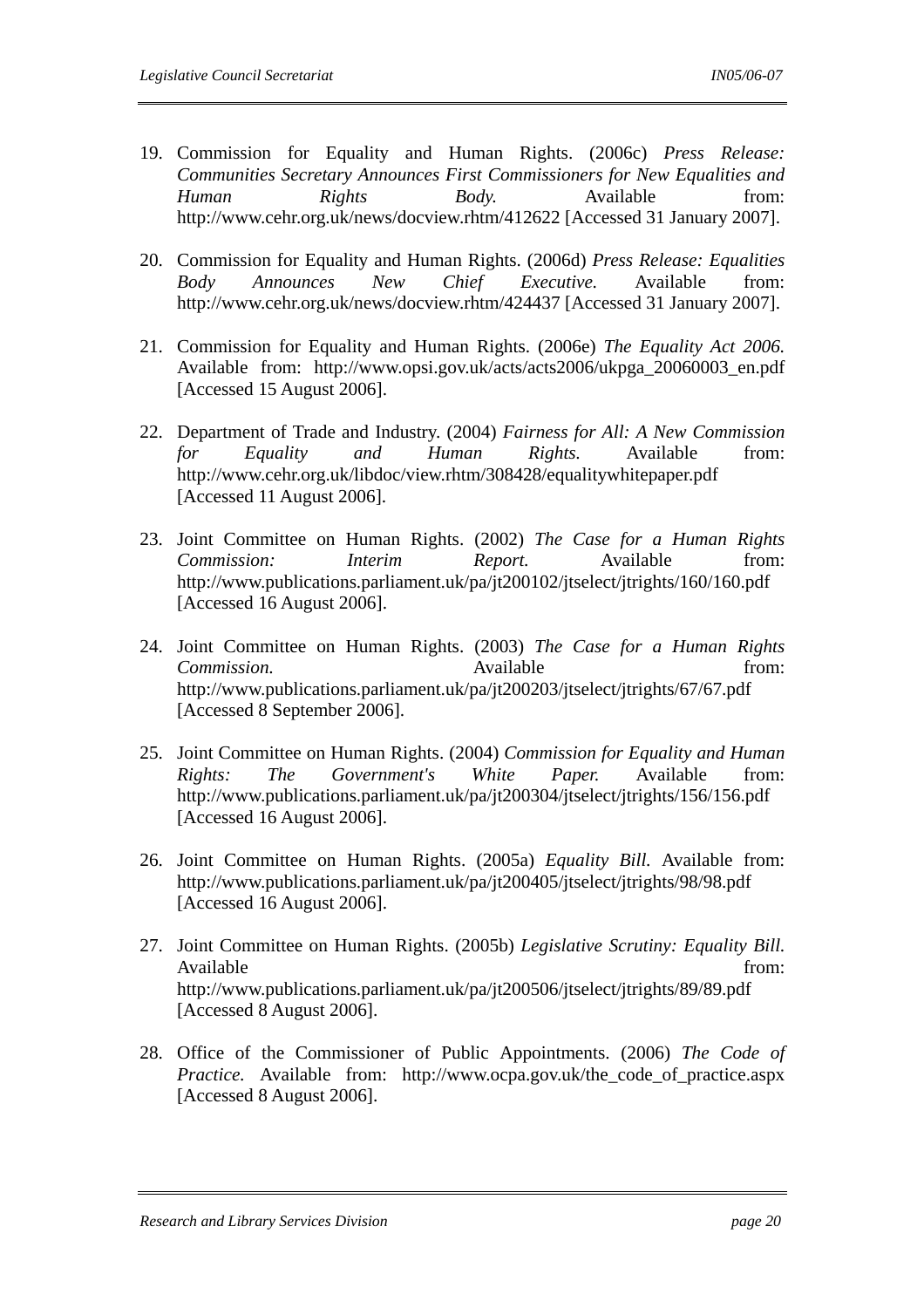19. Commission for Equality and Human Rights. (2006c) *Press Release: Communities Secretary Announces First Commissioners for New Equalities and Human Rights Body.* Available from: http://www.cehr.org.uk/news/docview.rhtm/412622 [Accessed 31 January 2007].

20. Commission for Equality and Human Rights. (2006d) *Press Release: Equalities Body Announces New Chief Executive.* Available from: http://www.cehr.org.uk/news/docview.rhtm/424437 [Accessed 31 January 2007].

21. Commission for Equality and Human Rights. (2006e) *The Equality Act 2006.* Available from: http://www.opsi.gov.uk/acts/acts2006/ukpga_20060003_en.pdf [Accessed 15 August 2006].

22. Department of Trade and Industry. (2004) *Fairness for All: A New Commission for Equality and Human Rights.* Available from: http://www.cehr.org.uk/libdoc/view.rhtm/308428/equalitywhitepaper.pdf [Accessed 11 August 2006].

23. Joint Committee on Human Rights. (2002) *The Case for a Human Rights Commission: Interim Report.* Available from: http://www.publications.parliament.uk/pa/jt200102/jtselect/jtrights/160/160.pdf [Accessed 16 August 2006].

24. Joint Committee on Human Rights. (2003) *The Case for a Human Rights Commission.* Available from: http://www.publications.parliament.uk/pa/jt200203/jtselect/jtrights/67/67.pdf [Accessed 8 September 2006].

25. Joint Committee on Human Rights. (2004) *Commission for Equality and Human Rights: The Government's White Paper.* Available from: http://www.publications.parliament.uk/pa/jt200304/jtselect/jtrights/156/156.pdf [Accessed 16 August 2006].

26. Joint Committee on Human Rights. (2005a) *Equality Bill.* Available from: http://www.publications.parliament.uk/pa/jt200405/jtselect/jtrights/98/98.pdf [Accessed 16 August 2006].

27. Joint Committee on Human Rights. (2005b) *Legislative Scrutiny: Equality Bill.* Available from: http://www.publications.parliament.uk/pa/jt200506/jtselect/jtrights/89/89.pdf [Accessed 8 August 2006].

28. Office of the Commissioner of Public Appointments. (2006) *The Code of Practice.* Available from: http://www.ocpa.gov.uk/the_code_of_practice.aspx [Accessed 8 August 2006].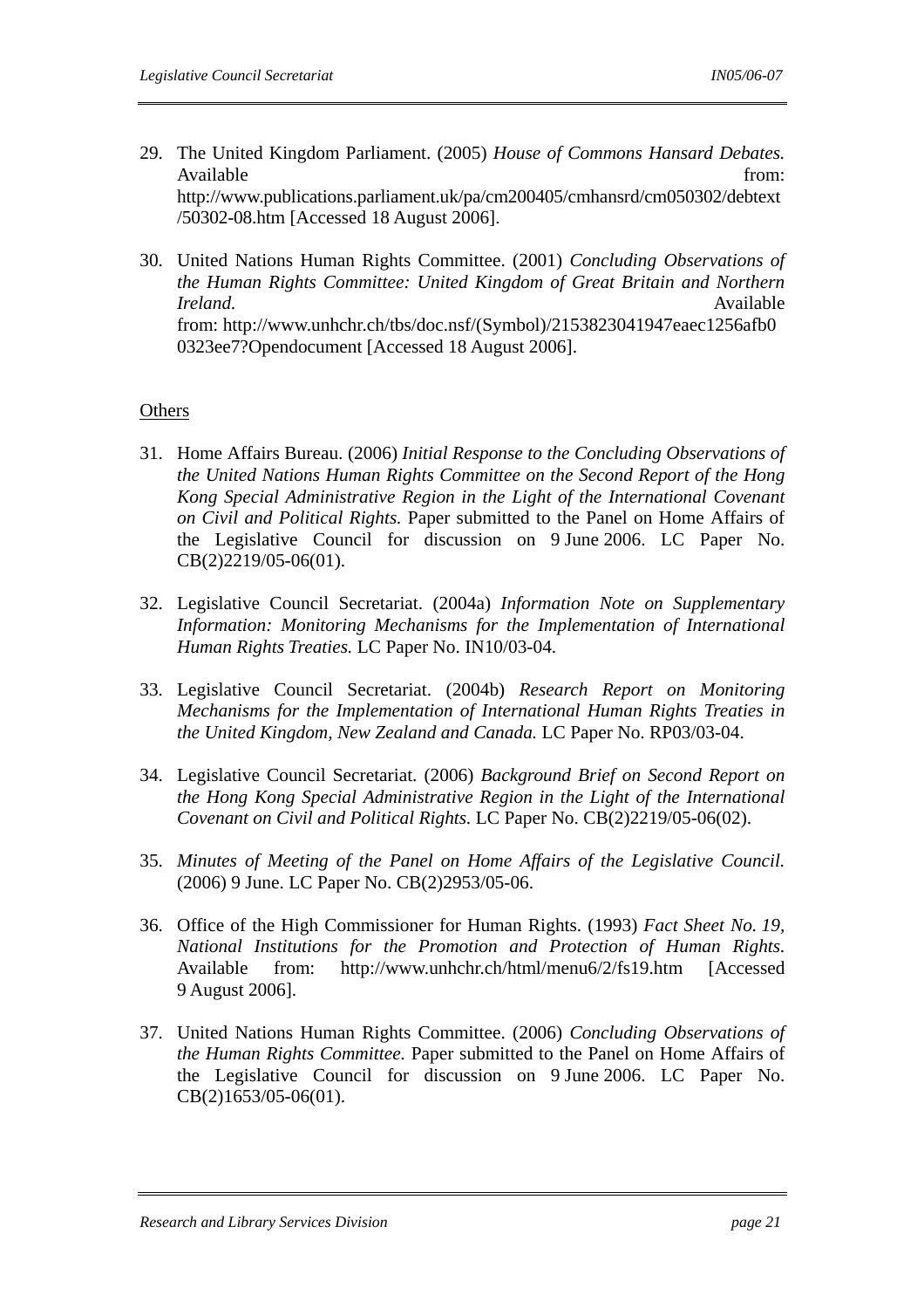29. The United Kingdom Parliament. (2005) *House of Commons Hansard Debates.* Available from: http://www.publications.parliament.uk/pa/cm200405/cmhansrd/cm050302/debtext/50302-08.htm [Accessed 18 August 2006].

30. United Nations Human Rights Committee. (2001) *Concluding Observations of the Human Rights Committee: United Kingdom of Great Britain and Northern Ireland.* Available from: http://www.unhchr.ch/tbs/doc.nsf/(Symbol)/2153823041947eaec1256afb00323ee7?Opendocument [Accessed 18 August 2006].

<u>Others</u>

31. Home Affairs Bureau. (2006) *Initial Response to the Concluding Observations of the United Nations Human Rights Committee on the Second Report of the Hong Kong Special Administrative Region in the Light of the International Covenant on Civil and Political Rights.* Paper submitted to the Panel on Home Affairs of the Legislative Council for discussion on 9 June 2006. LC Paper No. CB(2)2219/05-06(01).

32. Legislative Council Secretariat. (2004a) *Information Note on Supplementary Information: Monitoring Mechanisms for the Implementation of International Human Rights Treaties.* LC Paper No. IN10/03-04.

33. Legislative Council Secretariat. (2004b) *Research Report on Monitoring Mechanisms for the Implementation of International Human Rights Treaties in the United Kingdom, New Zealand and Canada.* LC Paper No. RP03/03-04.

34. Legislative Council Secretariat. (2006) *Background Brief on Second Report on the Hong Kong Special Administrative Region in the Light of the International Covenant on Civil and Political Rights.* LC Paper No. CB(2)2219/05-06(02).

35. *Minutes of Meeting of the Panel on Home Affairs of the Legislative Council.* (2006) 9 June. LC Paper No. CB(2)2953/05-06.

36. Office of the High Commissioner for Human Rights. (1993) *Fact Sheet No. 19, National Institutions for the Promotion and Protection of Human Rights.* Available from: http://www.unhchr.ch/html/menu6/2/fs19.htm [Accessed 9 August 2006].

37. United Nations Human Rights Committee. (2006) *Concluding Observations of the Human Rights Committee.* Paper submitted to the Panel on Home Affairs of the Legislative Council for discussion on 9 June 2006. LC Paper No. CB(2)1653/05-06(01).